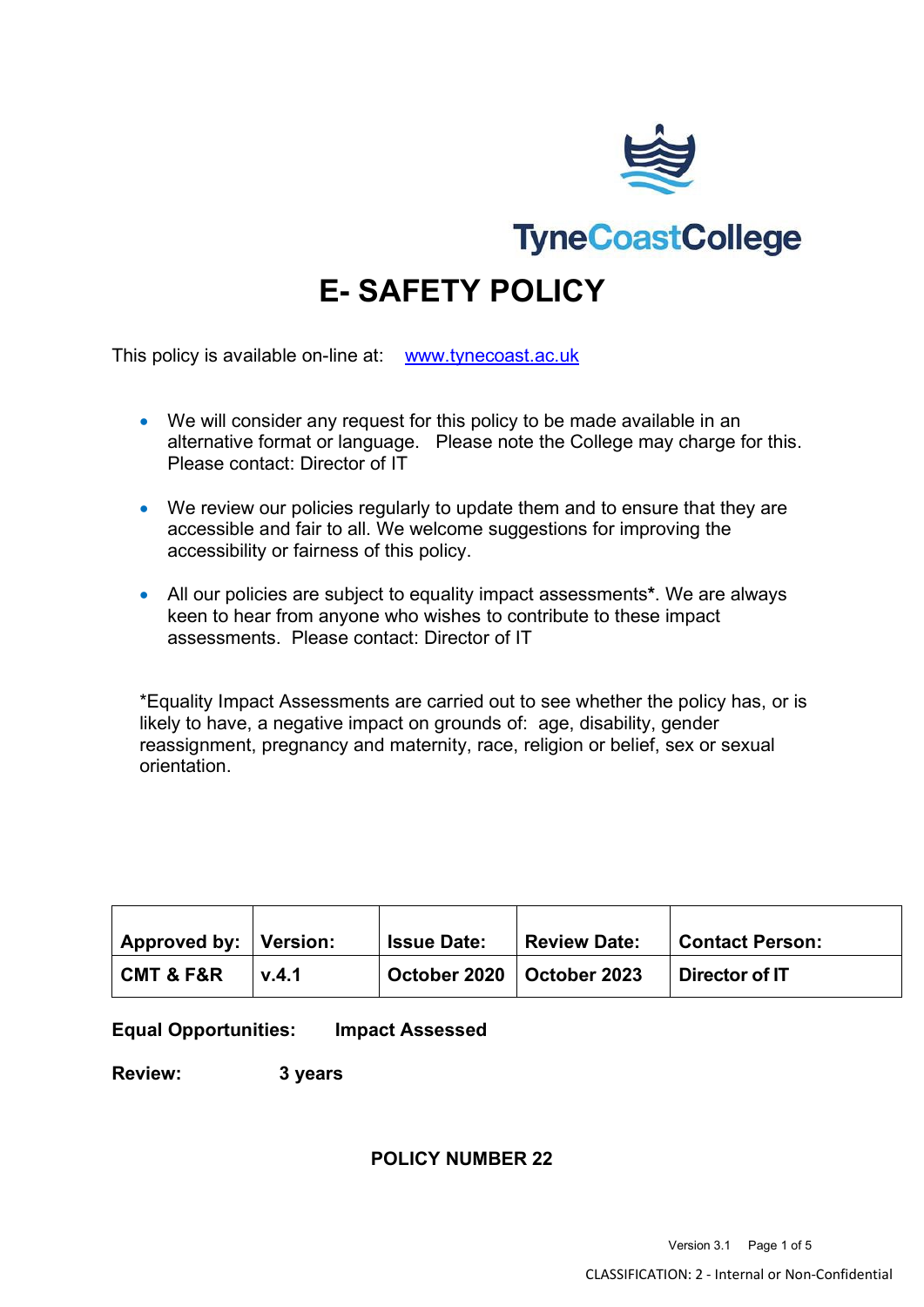TyneCoastCollege

# E- SAFETY POLICY

This policy is available on-line at: www.tynecoast.ac.uk

- We will consider any request for this policy to be made available in an alternative format or language. Please note the College may charge for this. Please contact: Director of IT
- We review our policies regularly to update them and to ensure that they are accessible and fair to all. We welcome suggestions for improving the accessibility or fairness of this policy.
- All our policies are subject to equality impact assessments*. We are always keen to hear from anyone who wishes to contribute to these impact assessments. Please contact: Director of IT

*Equality Impact Assessments are carried out to see whether the policy has, or is likely to have, a negative impact on grounds of: age, disability, gender reassignment, pregnancy and maternity, race, religion or belief, sex or sexual orientation.

| Approved by: | Version: | Issue Date: | Review Date: | Contact Person: |
|---|---|---|---|---|
| **CMT & F&R** | **v.4.1** | **October 2020** | **October 2023** | **Director of IT** |

**Equal Opportunities:** **Impact Assessed**

**Review:** **3 years**

**POLICY NUMBER 22**

CLASSIFICATION: 2 - Internal or Non-Confidential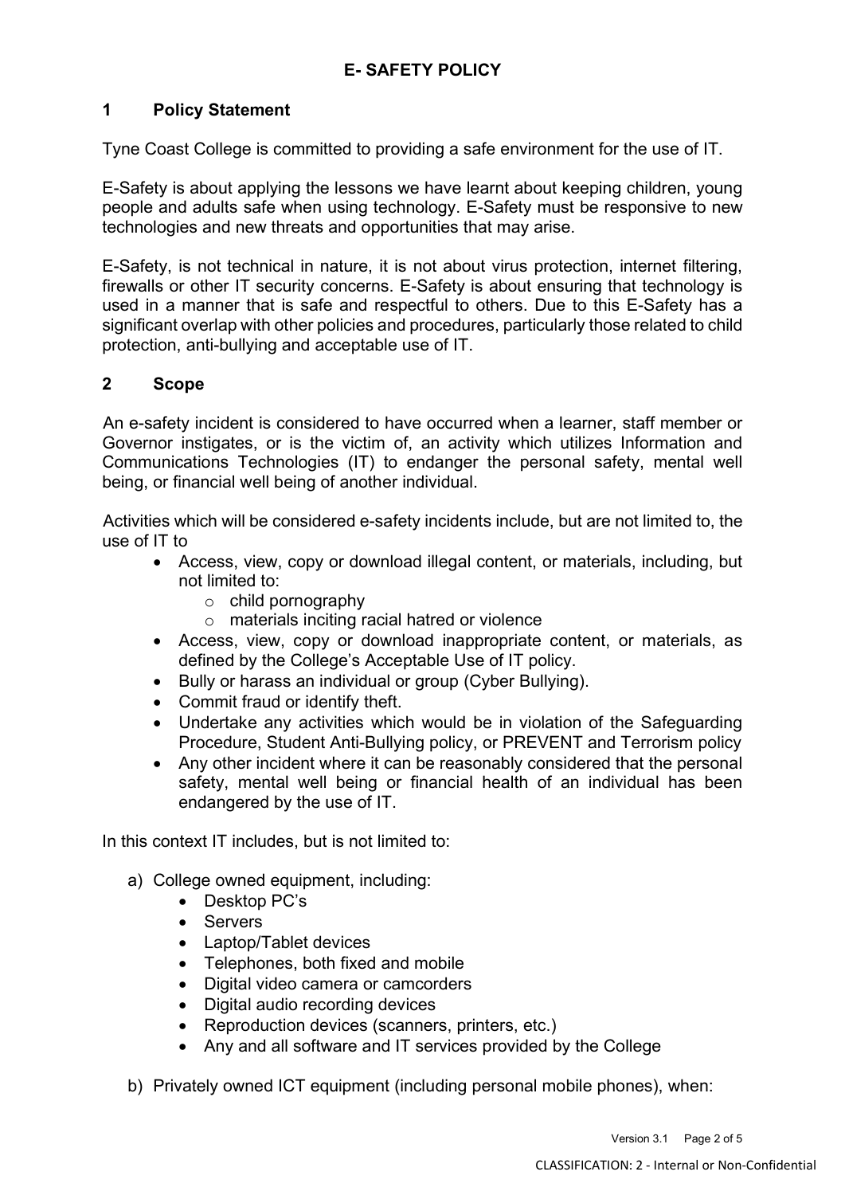# E- SAFETY POLICY

## 1 Policy Statement

Tyne Coast College is committed to providing a safe environment for the use of IT.

E-Safety is about applying the lessons we have learnt about keeping children, young people and adults safe when using technology. E-Safety must be responsive to new technologies and new threats and opportunities that may arise.

E-Safety, is not technical in nature, it is not about virus protection, internet filtering, firewalls or other IT security concerns. E-Safety is about ensuring that technology is used in a manner that is safe and respectful to others. Due to this E-Safety has a significant overlap with other policies and procedures, particularly those related to child protection, anti-bullying and acceptable use of IT.

## 2 Scope

An e-safety incident is considered to have occurred when a learner, staff member or Governor instigates, or is the victim of, an activity which utilizes Information and Communications Technologies (IT) to endanger the personal safety, mental well being, or financial well being of another individual.

Activities which will be considered e-safety incidents include, but are not limited to, the use of IT to

- Access, view, copy or download illegal content, or materials, including, but not limited to:
  - child pornography
  - materials inciting racial hatred or violence
- Access, view, copy or download inappropriate content, or materials, as defined by the College's Acceptable Use of IT policy.
- Bully or harass an individual or group (Cyber Bullying).
- Commit fraud or identify theft.
- Undertake any activities which would be in violation of the Safeguarding Procedure, Student Anti-Bullying policy, or PREVENT and Terrorism policy
- Any other incident where it can be reasonably considered that the personal safety, mental well being or financial health of an individual has been endangered by the use of IT.

In this context IT includes, but is not limited to:

a) College owned equipment, including:
   - Desktop PC's
   - Servers
   - Laptop/Tablet devices
   - Telephones, both fixed and mobile
   - Digital video camera or camcorders
   - Digital audio recording devices
   - Reproduction devices (scanners, printers, etc.)
   - Any and all software and IT services provided by the College

b) Privately owned ICT equipment (including personal mobile phones), when: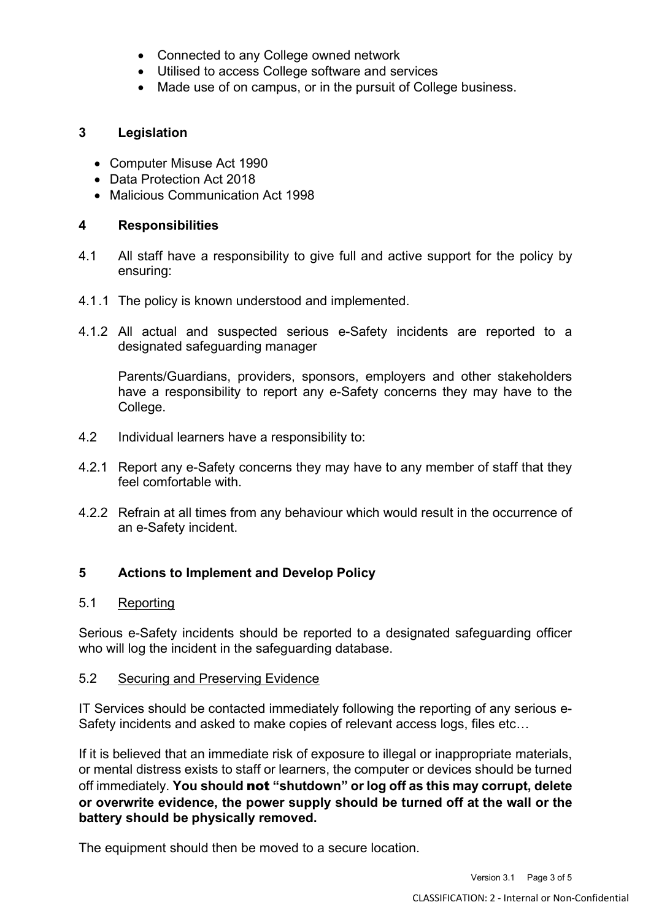- Connected to any College owned network
- Utilised to access College software and services
- Made use of on campus, or in the pursuit of College business.

## 3 Legislation

- Computer Misuse Act 1990
- Data Protection Act 2018
- Malicious Communication Act 1998

## 4 Responsibilities

4.1 All staff have a responsibility to give full and active support for the policy by ensuring:

4.1.1 The policy is known understood and implemented.

4.1.2 All actual and suspected serious e-Safety incidents are reported to a designated safeguarding manager

Parents/Guardians, providers, sponsors, employers and other stakeholders have a responsibility to report any e-Safety concerns they may have to the College.

4.2 Individual learners have a responsibility to:

4.2.1 Report any e-Safety concerns they may have to any member of staff that they feel comfortable with.

4.2.2 Refrain at all times from any behaviour which would result in the occurrence of an e-Safety incident.

## 5 Actions to Implement and Develop Policy

### 5.1 Reporting

Serious e-Safety incidents should be reported to a designated safeguarding officer who will log the incident in the safeguarding database.

### 5.2 Securing and Preserving Evidence

IT Services should be contacted immediately following the reporting of any serious e-Safety incidents and asked to make copies of relevant access logs, files etc…

If it is believed that an immediate risk of exposure to illegal or inappropriate materials, or mental distress exists to staff or learners, the computer or devices should be turned off immediately. **You should not "shutdown" or log off as this may corrupt, delete or overwrite evidence, the power supply should be turned off at the wall or the battery should be physically removed.**

The equipment should then be moved to a secure location.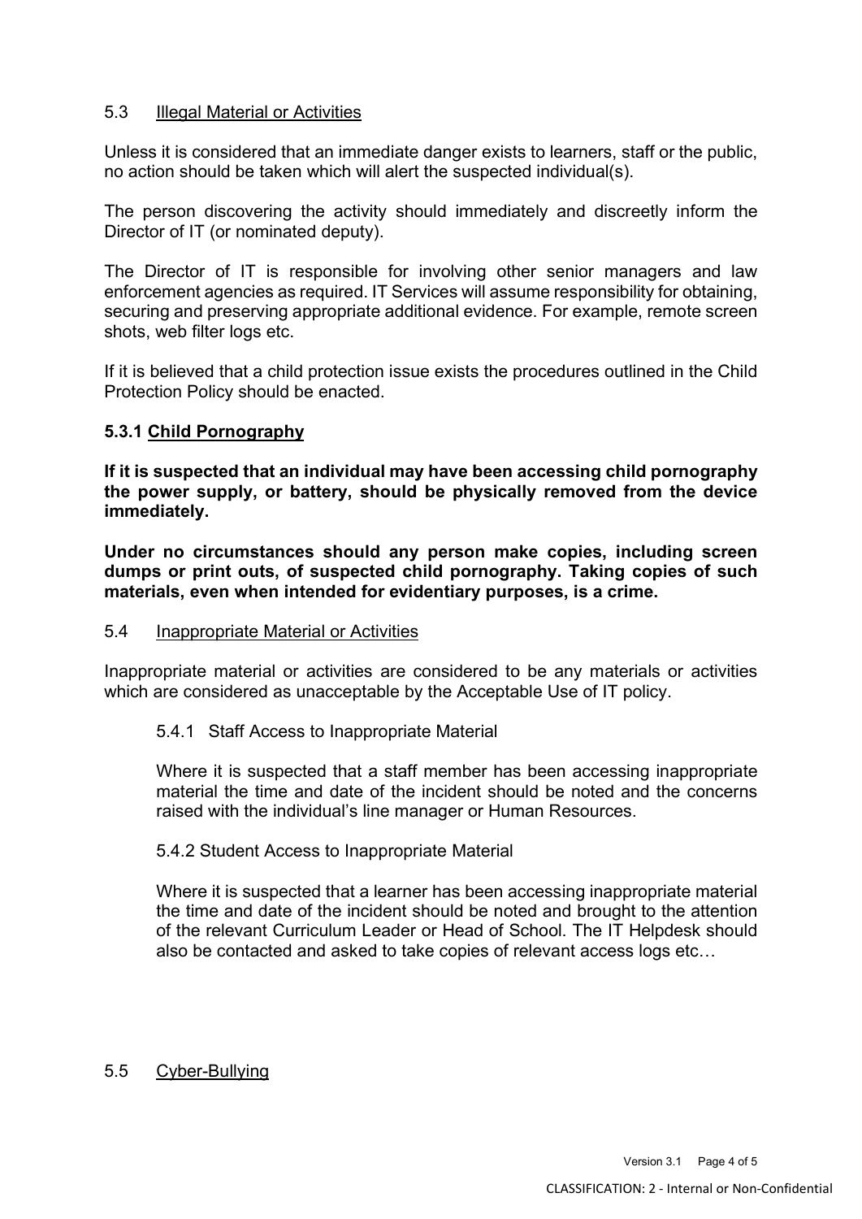## 5.3 Illegal Material or Activities

Unless it is considered that an immediate danger exists to learners, staff or the public, no action should be taken which will alert the suspected individual(s).

The person discovering the activity should immediately and discreetly inform the Director of IT (or nominated deputy).

The Director of IT is responsible for involving other senior managers and law enforcement agencies as required. IT Services will assume responsibility for obtaining, securing and preserving appropriate additional evidence. For example, remote screen shots, web filter logs etc.

If it is believed that a child protection issue exists the procedures outlined in the Child Protection Policy should be enacted.

### 5.3.1 Child Pornography

**If it is suspected that an individual may have been accessing child pornography the power supply, or battery, should be physically removed from the device immediately.**

**Under no circumstances should any person make copies, including screen dumps or print outs, of suspected child pornography. Taking copies of such materials, even when intended for evidentiary purposes, is a crime.**

## 5.4 Inappropriate Material or Activities

Inappropriate material or activities are considered to be any materials or activities which are considered as unacceptable by the Acceptable Use of IT policy.

### 5.4.1 Staff Access to Inappropriate Material

Where it is suspected that a staff member has been accessing inappropriate material the time and date of the incident should be noted and the concerns raised with the individual's line manager or Human Resources.

### 5.4.2 Student Access to Inappropriate Material

Where it is suspected that a learner has been accessing inappropriate material the time and date of the incident should be noted and brought to the attention of the relevant Curriculum Leader or Head of School. The IT Helpdesk should also be contacted and asked to take copies of relevant access logs etc…

## 5.5 Cyber-Bullying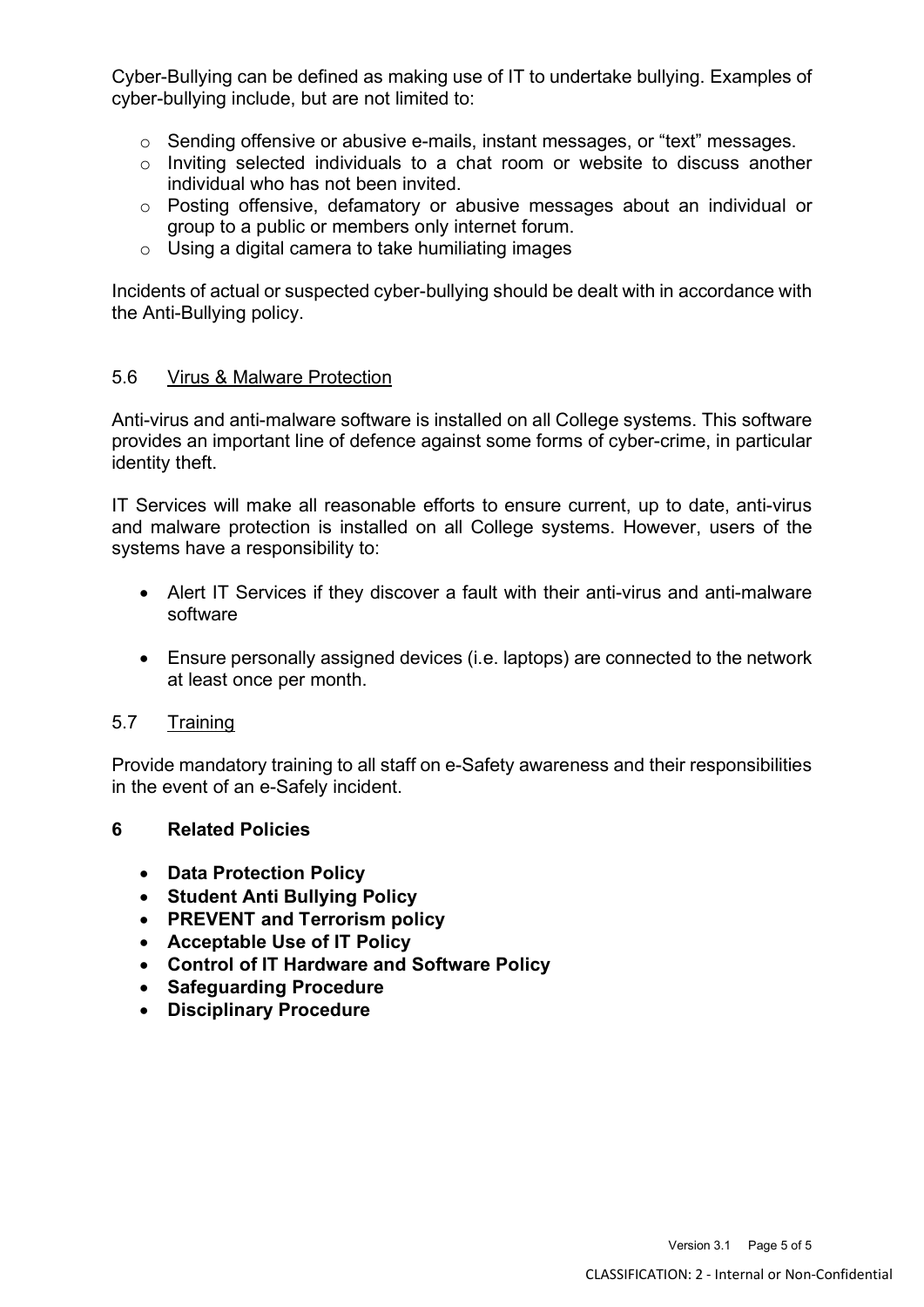Cyber-Bullying can be defined as making use of IT to undertake bullying. Examples of cyber-bullying include, but are not limited to:

- Sending offensive or abusive e-mails, instant messages, or "text" messages.
- Inviting selected individuals to a chat room or website to discuss another individual who has not been invited.
- Posting offensive, defamatory or abusive messages about an individual or group to a public or members only internet forum.
- Using a digital camera to take humiliating images

Incidents of actual or suspected cyber-bullying should be dealt with in accordance with the Anti-Bullying policy.

### 5.6 Virus & Malware Protection

Anti-virus and anti-malware software is installed on all College systems. This software provides an important line of defence against some forms of cyber-crime, in particular identity theft.

IT Services will make all reasonable efforts to ensure current, up to date, anti-virus and malware protection is installed on all College systems. However, users of the systems have a responsibility to:

- Alert IT Services if they discover a fault with their anti-virus and anti-malware software
- Ensure personally assigned devices (i.e. laptops) are connected to the network at least once per month.

### 5.7 Training

Provide mandatory training to all staff on e-Safety awareness and their responsibilities in the event of an e-Safely incident.

## 6 Related Policies

- **Data Protection Policy**
- **Student Anti Bullying Policy**
- **PREVENT and Terrorism policy**
- **Acceptable Use of IT Policy**
- **Control of IT Hardware and Software Policy**
- **Safeguarding Procedure**
- **Disciplinary Procedure**